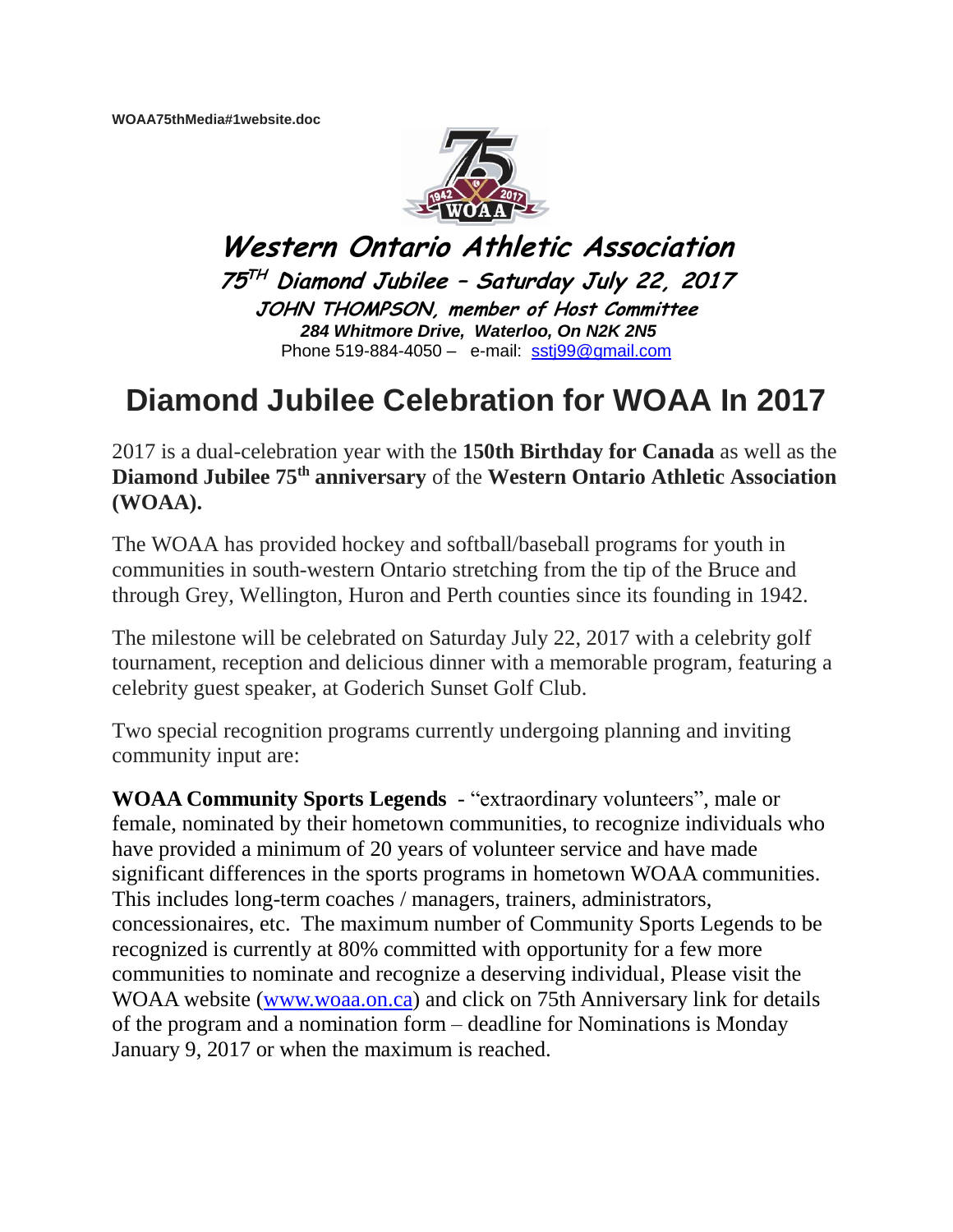WOAA75thMedia#1website.doc

# Western Ontario Athletic Association

**75TH Diamond Jubilee – Saturday July 22, 2017**

**JOHN THOMPSON, member of Host Committee**

***284 Whitmore Drive, Waterloo, On N2K 2N5***

Phone 519-884-4050 – e-mail: sstj99@gmail.com

# Diamond Jubilee Celebration for WOAA In 2017

2017 is a dual-celebration year with the **150th Birthday for Canada** as well as the **Diamond Jubilee 75th anniversary** of the **Western Ontario Athletic Association (WOAA).**

The WOAA has provided hockey and softball/baseball programs for youth in communities in south-western Ontario stretching from the tip of the Bruce and through Grey, Wellington, Huron and Perth counties since its founding in 1942.

The milestone will be celebrated on Saturday July 22, 2017 with a celebrity golf tournament, reception and delicious dinner with a memorable program, featuring a celebrity guest speaker, at Goderich Sunset Golf Club.

Two special recognition programs currently undergoing planning and inviting community input are:

**WOAA Community Sports Legends** - "extraordinary volunteers", male or female, nominated by their hometown communities, to recognize individuals who have provided a minimum of 20 years of volunteer service and have made significant differences in the sports programs in hometown WOAA communities. This includes long-term coaches / managers, trainers, administrators, concessionaires, etc. The maximum number of Community Sports Legends to be recognized is currently at 80% committed with opportunity for a few more communities to nominate and recognize a deserving individual, Please visit the WOAA website (www.woaa.on.ca) and click on 75th Anniversary link for details of the program and a nomination form – deadline for Nominations is Monday January 9, 2017 or when the maximum is reached.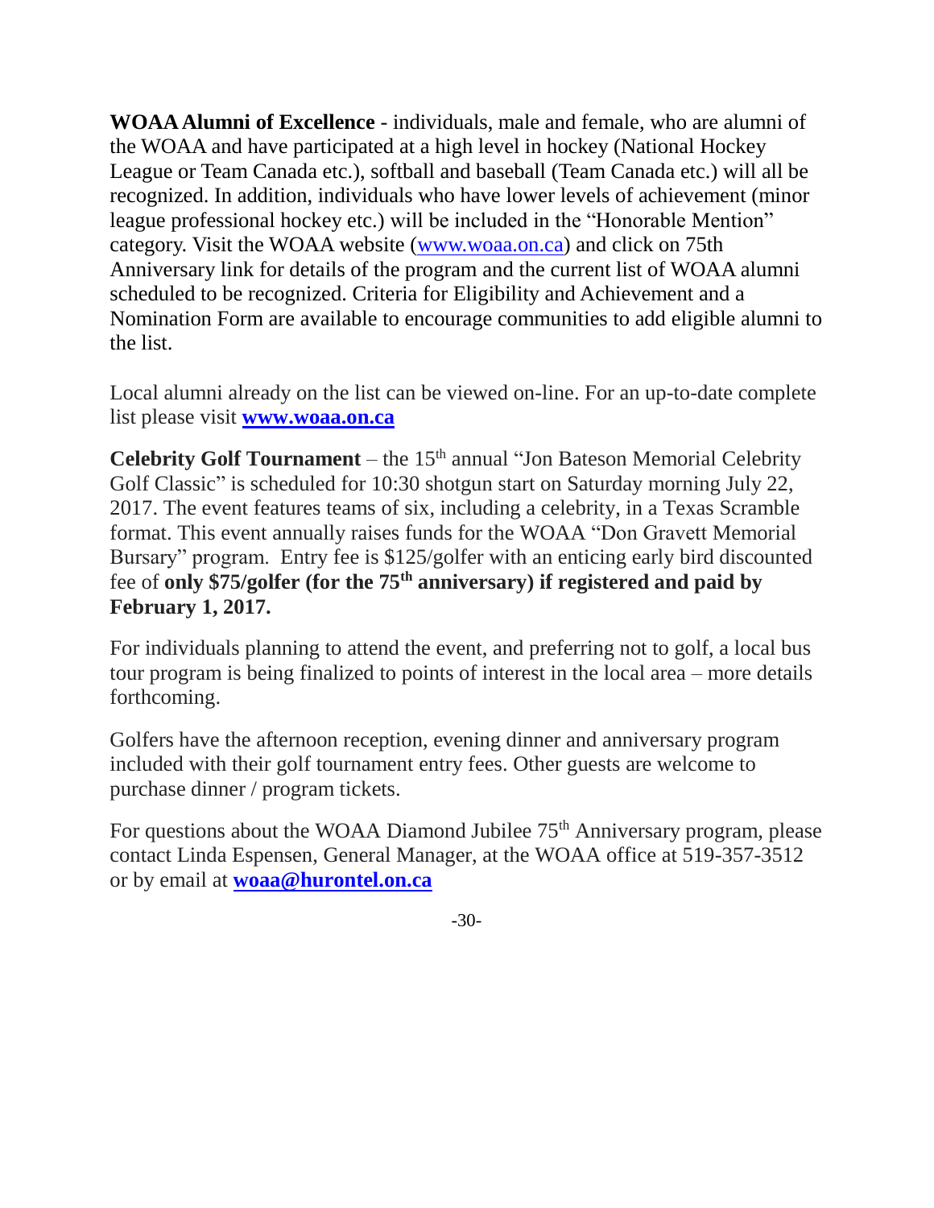**WOAA Alumni of Excellence** - individuals, male and female, who are alumni of the WOAA and have participated at a high level in hockey (National Hockey League or Team Canada etc.), softball and baseball (Team Canada etc.) will all be recognized. In addition, individuals who have lower levels of achievement (minor league professional hockey etc.) will be included in the "Honorable Mention" category. Visit the WOAA website (www.woaa.on.ca) and click on 75th Anniversary link for details of the program and the current list of WOAA alumni scheduled to be recognized. Criteria for Eligibility and Achievement and a Nomination Form are available to encourage communities to add eligible alumni to the list.

Local alumni already on the list can be viewed on-line. For an up-to-date complete list please visit **www.woaa.on.ca**

**Celebrity Golf Tournament** – the 15th annual "Jon Bateson Memorial Celebrity Golf Classic" is scheduled for 10:30 shotgun start on Saturday morning July 22, 2017. The event features teams of six, including a celebrity, in a Texas Scramble format. This event annually raises funds for the WOAA "Don Gravett Memorial Bursary" program. Entry fee is $125/golfer with an enticing early bird discounted fee of **only $75/golfer (for the 75th anniversary) if registered and paid by February 1, 2017.**

For individuals planning to attend the event, and preferring not to golf, a local bus tour program is being finalized to points of interest in the local area – more details forthcoming.

Golfers have the afternoon reception, evening dinner and anniversary program included with their golf tournament entry fees. Other guests are welcome to purchase dinner / program tickets.

For questions about the WOAA Diamond Jubilee 75th Anniversary program, please contact Linda Espensen, General Manager, at the WOAA office at 519-357-3512 or by email at **woaa@hurontel.on.ca**

-30-